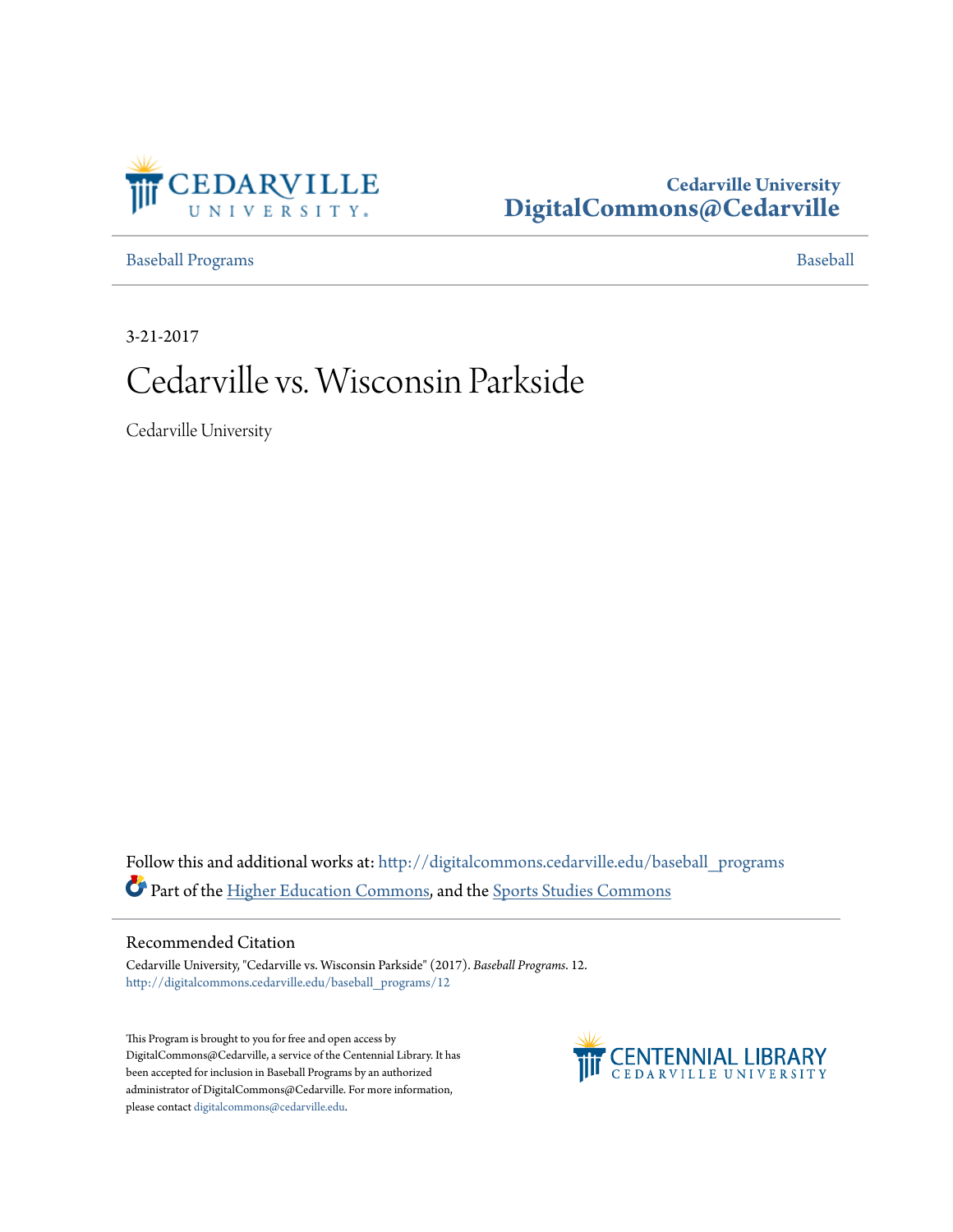Cedarville University
DigitalCommons@Cedarville

Baseball Programs | Baseball

3-21-2017

# Cedarville vs. Wisconsin Parkside

Cedarville University

Follow this and additional works at: http://digitalcommons.cedarville.edu/baseball_programs

Part of the Higher Education Commons, and the Sports Studies Commons

## Recommended Citation

Cedarville University, "Cedarville vs. Wisconsin Parkside" (2017). *Baseball Programs*. 12.
http://digitalcommons.cedarville.edu/baseball_programs/12

This Program is brought to you for free and open access by DigitalCommons@Cedarville, a service of the Centennial Library. It has been accepted for inclusion in Baseball Programs by an authorized administrator of DigitalCommons@Cedarville. For more information, please contact digitalcommons@cedarville.edu.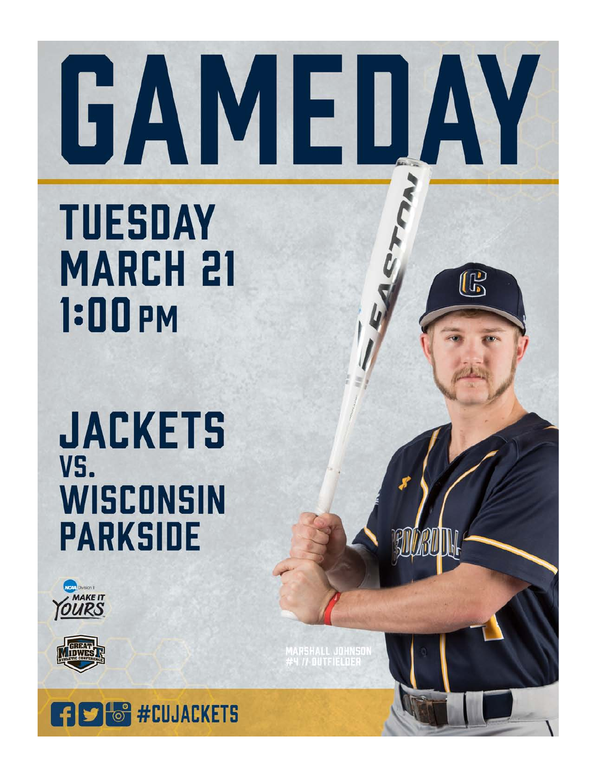# GAMEDAY

## TUESDAY
## MARCH 21
## 1:00 PM

## JACKETS
## VS.
## WISCONSIN PARKSIDE

NCAA Division II
MAKE IT YOURS

GREAT MIDWEST ATHLETIC CONFERENCE

MARSHALL JOHNSON
#4 // OUTFIELDER

#CUJACKETS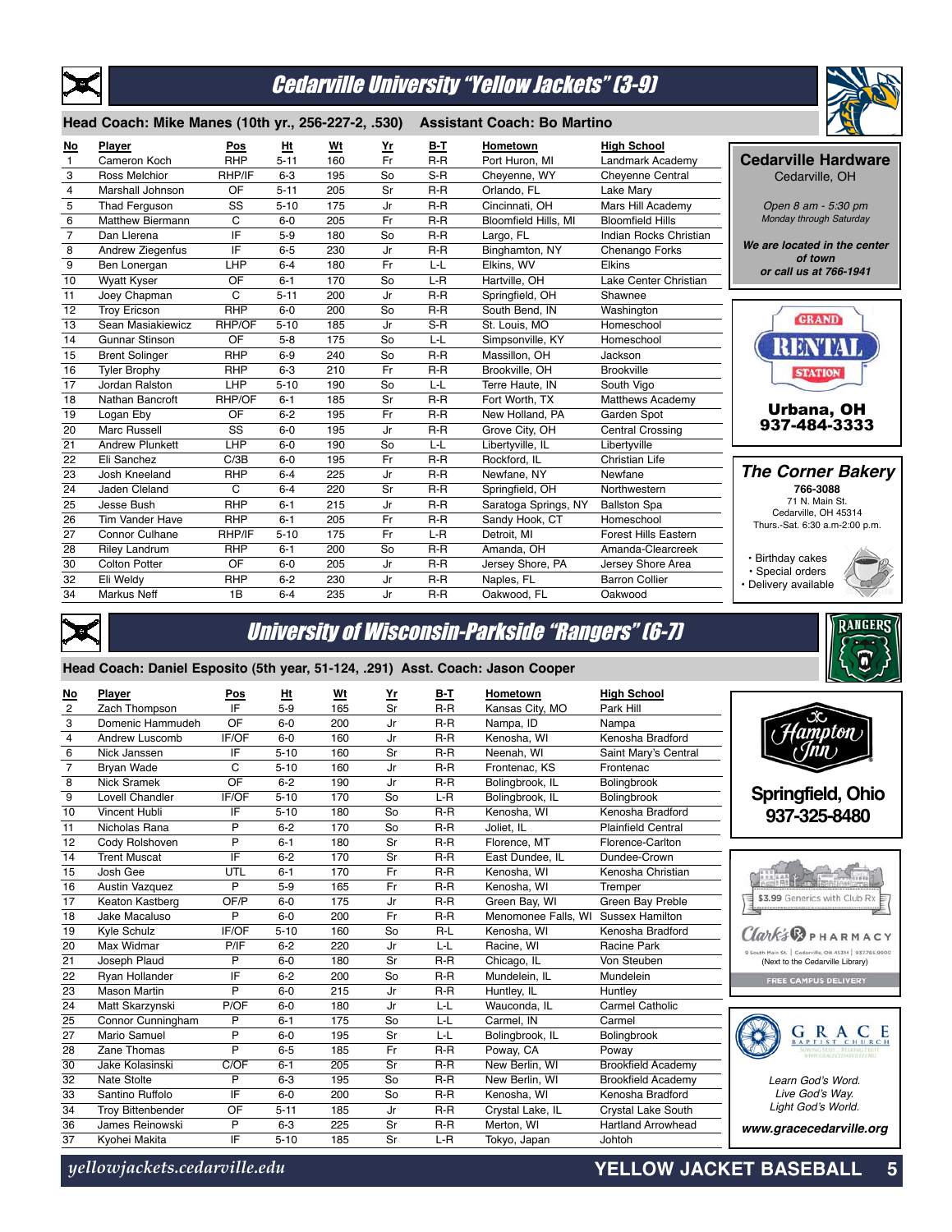## Cedarville University "Yellow Jackets" (3-9)

**Head Coach: Mike Manes (10th yr., 256-227-2, .530) Assistant Coach: Bo Martino**

| No | Player | Pos | Ht | Wt | Yr | B-T | Hometown | High School |
|---|---|---|---|---|---|---|---|---|
| 1 | Cameron Koch | RHP | 5-11 | 160 | Fr | R-R | Port Huron, MI | Landmark Academy |
| 3 | Ross Melchior | RHP/IF | 6-3 | 195 | So | S-R | Cheyenne, WY | Cheyenne Central |
| 4 | Marshall Johnson | OF | 5-11 | 205 | Sr | R-R | Orlando, FL | Lake Mary |
| 5 | Thad Ferguson | SS | 5-10 | 175 | Jr | R-R | Cincinnati, OH | Mars Hill Academy |
| 6 | Matthew Biermann | C | 6-0 | 205 | Fr | R-R | Bloomfield Hills, MI | Bloomfield Hills |
| 7 | Dan Llerena | IF | 5-9 | 180 | So | R-R | Largo, FL | Indian Rocks Christian |
| 8 | Andrew Ziegenfus | IF | 6-5 | 230 | Jr | R-R | Binghamton, NY | Chenango Forks |
| 9 | Ben Lonergan | LHP | 6-4 | 180 | Fr | L-L | Elkins, WV | Elkins |
| 10 | Wyatt Kyser | OF | 6-1 | 170 | So | L-R | Hartville, OH | Lake Center Christian |
| 11 | Joey Chapman | C | 5-11 | 200 | Jr | R-R | Springfield, OH | Shawnee |
| 12 | Troy Ericson | RHP | 6-0 | 200 | So | R-R | South Bend, IN | Washington |
| 13 | Sean Masiakiewicz | RHP/OF | 5-10 | 185 | Jr | S-R | St. Louis, MO | Homeschool |
| 14 | Gunnar Stinson | OF | 5-8 | 175 | So | L-L | Simpsonville, KY | Homeschool |
| 15 | Brent Solinger | RHP | 6-9 | 240 | So | R-R | Massillon, OH | Jackson |
| 16 | Tyler Brophy | RHP | 6-3 | 210 | Fr | R-R | Brookville, OH | Brookville |
| 17 | Jordan Ralston | LHP | 5-10 | 190 | So | L-L | Terre Haute, IN | South Vigo |
| 18 | Nathan Bancroft | RHP/OF | 6-1 | 185 | Sr | R-R | Fort Worth, TX | Matthews Academy |
| 19 | Logan Eby | OF | 6-2 | 195 | Fr | R-R | New Holland, PA | Garden Spot |
| 20 | Marc Russell | SS | 6-0 | 195 | Jr | R-R | Grove City, OH | Central Crossing |
| 21 | Andrew Plunkett | LHP | 6-0 | 190 | So | L-L | Libertyville, IL | Libertyville |
| 22 | Eli Sanchez | C/3B | 6-0 | 195 | Fr | R-R | Rockford, IL | Christian Life |
| 23 | Josh Kneeland | RHP | 6-4 | 225 | Jr | R-R | Newfane, NY | Newfane |
| 24 | Jaden Cleland | C | 6-4 | 220 | Sr | R-R | Springfield, OH | Northwestern |
| 25 | Jesse Bush | RHP | 6-1 | 215 | Jr | R-R | Saratoga Springs, NY | Ballston Spa |
| 26 | Tim Vander Have | RHP | 6-1 | 205 | Fr | R-R | Sandy Hook, CT | Homeschool |
| 27 | Connor Culhane | RHP/IF | 5-10 | 175 | Fr | L-R | Detroit, MI | Forest Hills Eastern |
| 28 | Riley Landrum | RHP | 6-1 | 200 | So | R-R | Amanda, OH | Amanda-Clearcreek |
| 30 | Colton Potter | OF | 6-0 | 205 | Jr | R-R | Jersey Shore, PA | Jersey Shore Area |
| 32 | Eli Weldy | RHP | 6-2 | 230 | Jr | R-R | Naples, FL | Barron Collier |
| 34 | Markus Neff | 1B | 6-4 | 235 | Jr | R-R | Oakwood, FL | Oakwood |

**Cedarville Hardware**
Cedarville, OH

*Open 8 am - 5:30 pm*
*Monday through Saturday*

***We are located in the center of town or call us at 766-1941***

GRAND RENTAL STATION
**Urbana, OH**
**937-484-3333**

***The Corner Bakery***
**766-3088**
71 N. Main St.
Cedarville, OH 45314
Thurs.-Sat. 6:30 a.m-2:00 p.m.

- Birthday cakes
- Special orders
- Delivery available

## University of Wisconsin-Parkside "Rangers" (6-7)

**Head Coach: Daniel Esposito (5th year, 51-124, .291) Asst. Coach: Jason Cooper**

| No | Player | Pos | Ht | Wt | Yr | B-T | Hometown | High School |
|---|---|---|---|---|---|---|---|---|
| 2 | Zach Thompson | IF | 5-9 | 165 | Sr | R-R | Kansas City, MO | Park Hill |
| 3 | Domenic Hammudeh | OF | 6-0 | 200 | Jr | R-R | Nampa, ID | Nampa |
| 4 | Andrew Luscomb | IF/OF | 6-0 | 160 | Jr | R-R | Kenosha, WI | Kenosha Bradford |
| 6 | Nick Janssen | IF | 5-10 | 160 | Sr | R-R | Neenah, WI | Saint Mary's Central |
| 7 | Bryan Wade | C | 5-10 | 160 | Jr | R-R | Frontenac, KS | Frontenac |
| 8 | Nick Sramek | OF | 6-2 | 190 | Jr | R-R | Bolingbrook, IL | Bolingbrook |
| 9 | Lovell Chandler | IF/OF | 5-10 | 170 | So | L-R | Bolingbrook, IL | Bolingbrook |
| 10 | Vincent Hubli | IF | 5-10 | 180 | So | R-R | Kenosha, WI | Kenosha Bradford |
| 11 | Nicholas Rana | P | 6-2 | 170 | So | R-R | Joliet, IL | Plainfield Central |
| 12 | Cody Rolshoven | P | 6-1 | 180 | Sr | R-R | Florence, MT | Florence-Carlton |
| 14 | Trent Muscat | IF | 6-2 | 170 | Sr | R-R | East Dundee, IL | Dundee-Crown |
| 15 | Josh Gee | UTL | 6-1 | 170 | Fr | R-R | Kenosha, WI | Kenosha Christian |
| 16 | Austin Vazquez | P | 5-9 | 165 | Fr | R-R | Kenosha, WI | Tremper |
| 17 | Keaton Kastberg | OF/P | 6-0 | 175 | Jr | R-R | Green Bay, WI | Green Bay Preble |
| 18 | Jake Macaluso | P | 6-0 | 200 | Fr | R-R | Menomonee Falls, WI | Sussex Hamilton |
| 19 | Kyle Schulz | IF/OF | 5-10 | 160 | So | R-L | Kenosha, WI | Kenosha Bradford |
| 20 | Max Widmar | P/IF | 6-2 | 220 | Jr | L-L | Racine, WI | Racine Park |
| 21 | Joseph Plaud | P | 6-0 | 180 | Sr | R-R | Chicago, IL | Von Steuben |
| 22 | Ryan Hollander | IF | 6-2 | 200 | So | R-R | Mundelein, IL | Mundelein |
| 23 | Mason Martin | P | 6-0 | 215 | Jr | R-R | Huntley, IL | Huntley |
| 24 | Matt Skarzynski | P/OF | 6-0 | 180 | Jr | L-L | Wauconda, IL | Carmel Catholic |
| 25 | Connor Cunningham | P | 6-1 | 175 | So | L-L | Carmel, IN | Carmel |
| 27 | Mario Samuel | P | 6-0 | 195 | Sr | L-L | Bolingbrook, IL | Bolingbrook |
| 28 | Zane Thomas | P | 6-5 | 185 | Fr | R-R | Poway, CA | Poway |
| 30 | Jake Kolasinski | C/OF | 6-1 | 205 | Sr | R-R | New Berlin, WI | Brookfield Academy |
| 32 | Nate Stolte | P | 6-3 | 195 | So | R-R | New Berlin, WI | Brookfield Academy |
| 33 | Santino Ruffolo | IF | 6-0 | 200 | So | R-R | Kenosha, WI | Kenosha Bradford |
| 34 | Troy Bittenbender | OF | 5-11 | 185 | Jr | R-R | Crystal Lake, IL | Crystal Lake South |
| 36 | James Reinowski | P | 6-3 | 225 | Sr | R-R | Merton, WI | Hartland Arrowhead |
| 37 | Kyohei Makita | IF | 5-10 | 185 | Sr | L-R | Tokyo, Japan | Johtoh |

Hampton Inn
**Springfield, Ohio**
**937-325-8480**

$3.99 Generics with Club Rx
Clark's PHARMACY
9 South Main St. | Cedarville, OH 45314 | 937.766.9900
(Next to the Cedarville Library)
FREE CAMPUS DELIVERY

GRACE BAPTIST CHURCH
*Learn God's Word.*
*Live God's Way.*
*Light God's World.*
***www.gracecedarville.org***